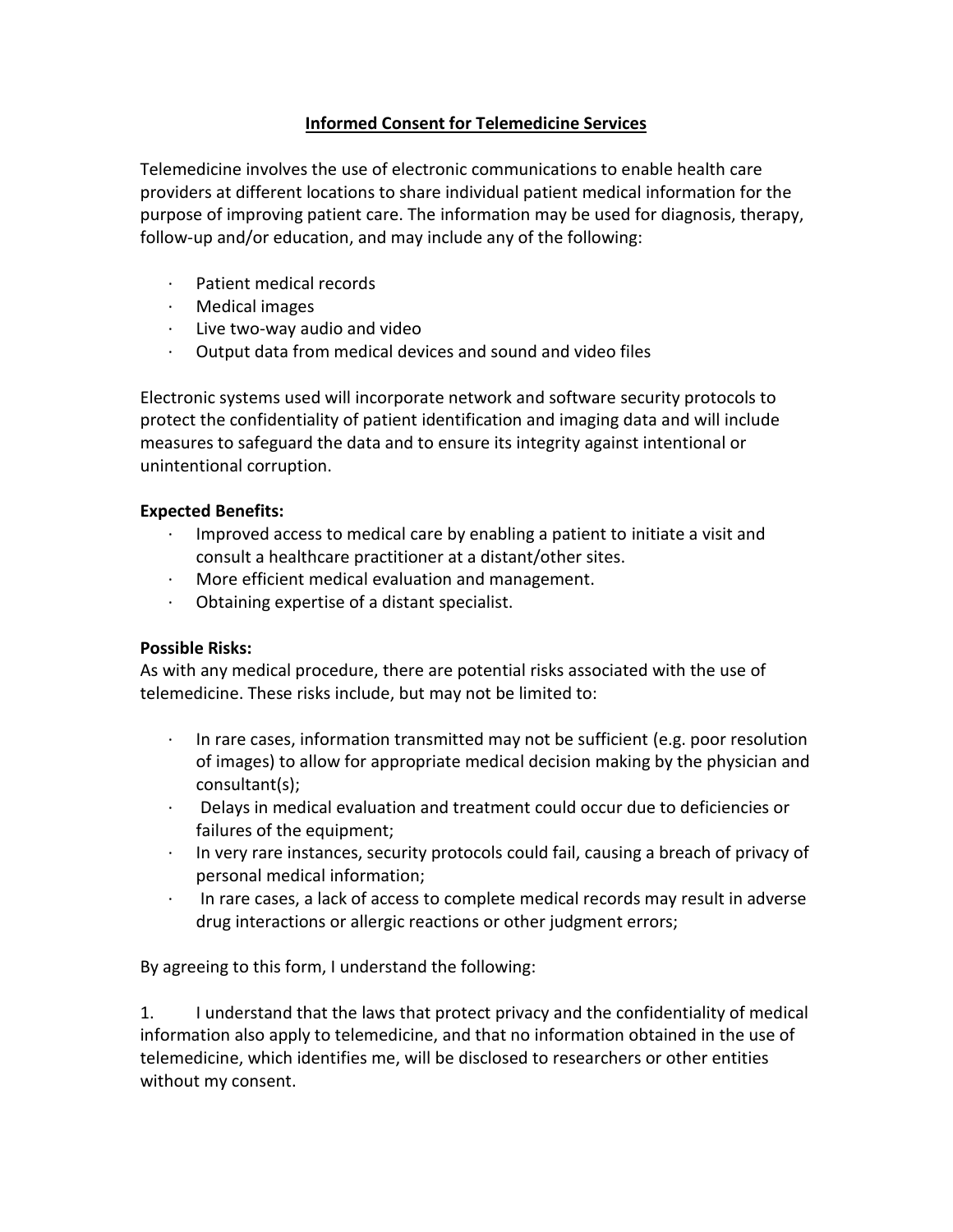# Informed Consent for Telemedicine Services

Telemedicine involves the use of electronic communications to enable health care providers at different locations to share individual patient medical information for the purpose of improving patient care. The information may be used for diagnosis, therapy, follow-up and/or education, and may include any of the following:

- Patient medical records
- Medical images
- Live two-way audio and video
- Output data from medical devices and sound and video files

Electronic systems used will incorporate network and software security protocols to protect the confidentiality of patient identification and imaging data and will include measures to safeguard the data and to ensure its integrity against intentional or unintentional corruption.

**Expected Benefits:**

- Improved access to medical care by enabling a patient to initiate a visit and consult a healthcare practitioner at a distant/other sites.
- More efficient medical evaluation and management.
- Obtaining expertise of a distant specialist.

**Possible Risks:**
As with any medical procedure, there are potential risks associated with the use of telemedicine. These risks include, but may not be limited to:

- In rare cases, information transmitted may not be sufficient (e.g. poor resolution of images) to allow for appropriate medical decision making by the physician and consultant(s);
- Delays in medical evaluation and treatment could occur due to deficiencies or failures of the equipment;
- In very rare instances, security protocols could fail, causing a breach of privacy of personal medical information;
- In rare cases, a lack of access to complete medical records may result in adverse drug interactions or allergic reactions or other judgment errors;

By agreeing to this form, I understand the following:

1. I understand that the laws that protect privacy and the confidentiality of medical information also apply to telemedicine, and that no information obtained in the use of telemedicine, which identifies me, will be disclosed to researchers or other entities without my consent.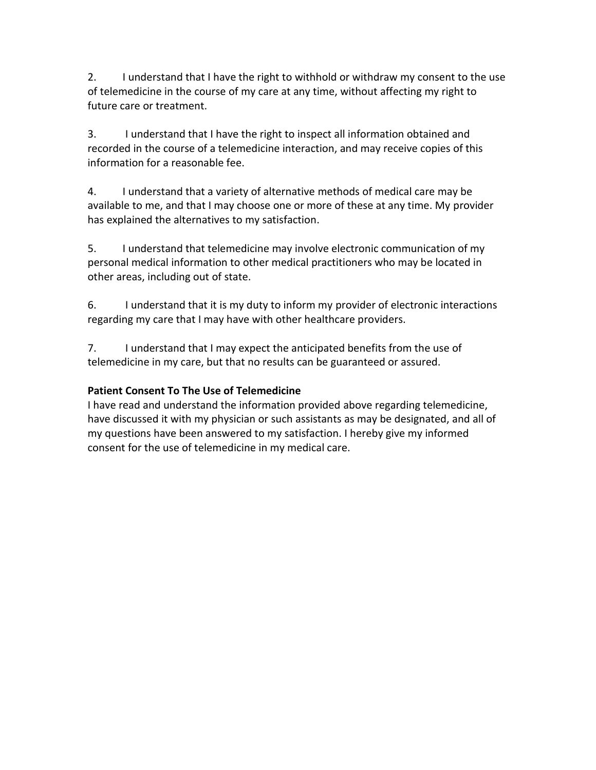2. I understand that I have the right to withhold or withdraw my consent to the use of telemedicine in the course of my care at any time, without affecting my right to future care or treatment.

3. I understand that I have the right to inspect all information obtained and recorded in the course of a telemedicine interaction, and may receive copies of this information for a reasonable fee.

4. I understand that a variety of alternative methods of medical care may be available to me, and that I may choose one or more of these at any time. My provider has explained the alternatives to my satisfaction.

5. I understand that telemedicine may involve electronic communication of my personal medical information to other medical practitioners who may be located in other areas, including out of state.

6. I understand that it is my duty to inform my provider of electronic interactions regarding my care that I may have with other healthcare providers.

7. I understand that I may expect the anticipated benefits from the use of telemedicine in my care, but that no results can be guaranteed or assured.

**Patient Consent To The Use of Telemedicine**

I have read and understand the information provided above regarding telemedicine, have discussed it with my physician or such assistants as may be designated, and all of my questions have been answered to my satisfaction. I hereby give my informed consent for the use of telemedicine in my medical care.